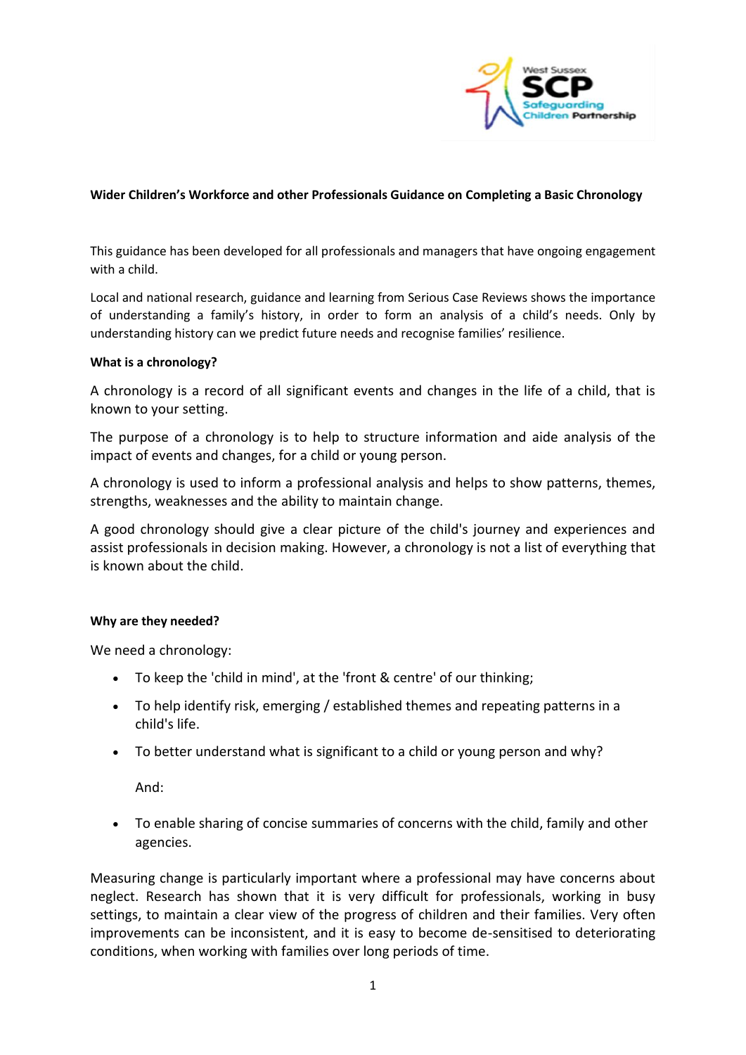**Wider Children's Workforce and other Professionals Guidance on Completing a Basic Chronology**

This guidance has been developed for all professionals and managers that have ongoing engagement with a child.

Local and national research, guidance and learning from Serious Case Reviews shows the importance of understanding a family's history, in order to form an analysis of a child's needs. Only by understanding history can we predict future needs and recognise families' resilience.

**What is a chronology?**

A chronology is a record of all significant events and changes in the life of a child, that is known to your setting.

The purpose of a chronology is to help to structure information and aide analysis of the impact of events and changes, for a child or young person.

A chronology is used to inform a professional analysis and helps to show patterns, themes, strengths, weaknesses and the ability to maintain change.

A good chronology should give a clear picture of the child's journey and experiences and assist professionals in decision making. However, a chronology is not a list of everything that is known about the child.

**Why are they needed?**

We need a chronology:

- To keep the 'child in mind', at the 'front & centre' of our thinking;
- To help identify risk, emerging / established themes and repeating patterns in a child's life.
- To better understand what is significant to a child or young person and why?

  And:

- To enable sharing of concise summaries of concerns with the child, family and other agencies.

Measuring change is particularly important where a professional may have concerns about neglect. Research has shown that it is very difficult for professionals, working in busy settings, to maintain a clear view of the progress of children and their families. Very often improvements can be inconsistent, and it is easy to become de-sensitised to deteriorating conditions, when working with families over long periods of time.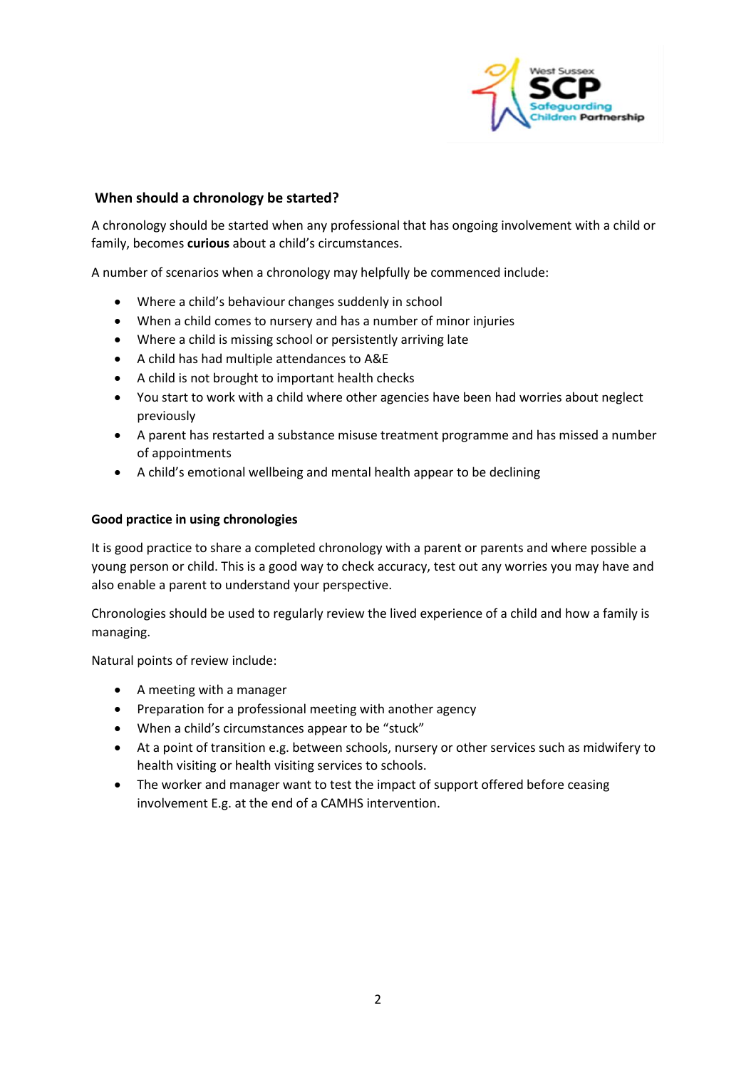## When should a chronology be started?

A chronology should be started when any professional that has ongoing involvement with a child or family, becomes **curious** about a child's circumstances.

A number of scenarios when a chronology may helpfully be commenced include:

- Where a child's behaviour changes suddenly in school
- When a child comes to nursery and has a number of minor injuries
- Where a child is missing school or persistently arriving late
- A child has had multiple attendances to A&E
- A child is not brought to important health checks
- You start to work with a child where other agencies have been had worries about neglect previously
- A parent has restarted a substance misuse treatment programme and has missed a number of appointments
- A child's emotional wellbeing and mental health appear to be declining

### Good practice in using chronologies

It is good practice to share a completed chronology with a parent or parents and where possible a young person or child. This is a good way to check accuracy, test out any worries you may have and also enable a parent to understand your perspective.

Chronologies should be used to regularly review the lived experience of a child and how a family is managing.

Natural points of review include:

- A meeting with a manager
- Preparation for a professional meeting with another agency
- When a child's circumstances appear to be "stuck"
- At a point of transition e.g. between schools, nursery or other services such as midwifery to health visiting or health visiting services to schools.
- The worker and manager want to test the impact of support offered before ceasing involvement E.g. at the end of a CAMHS intervention.